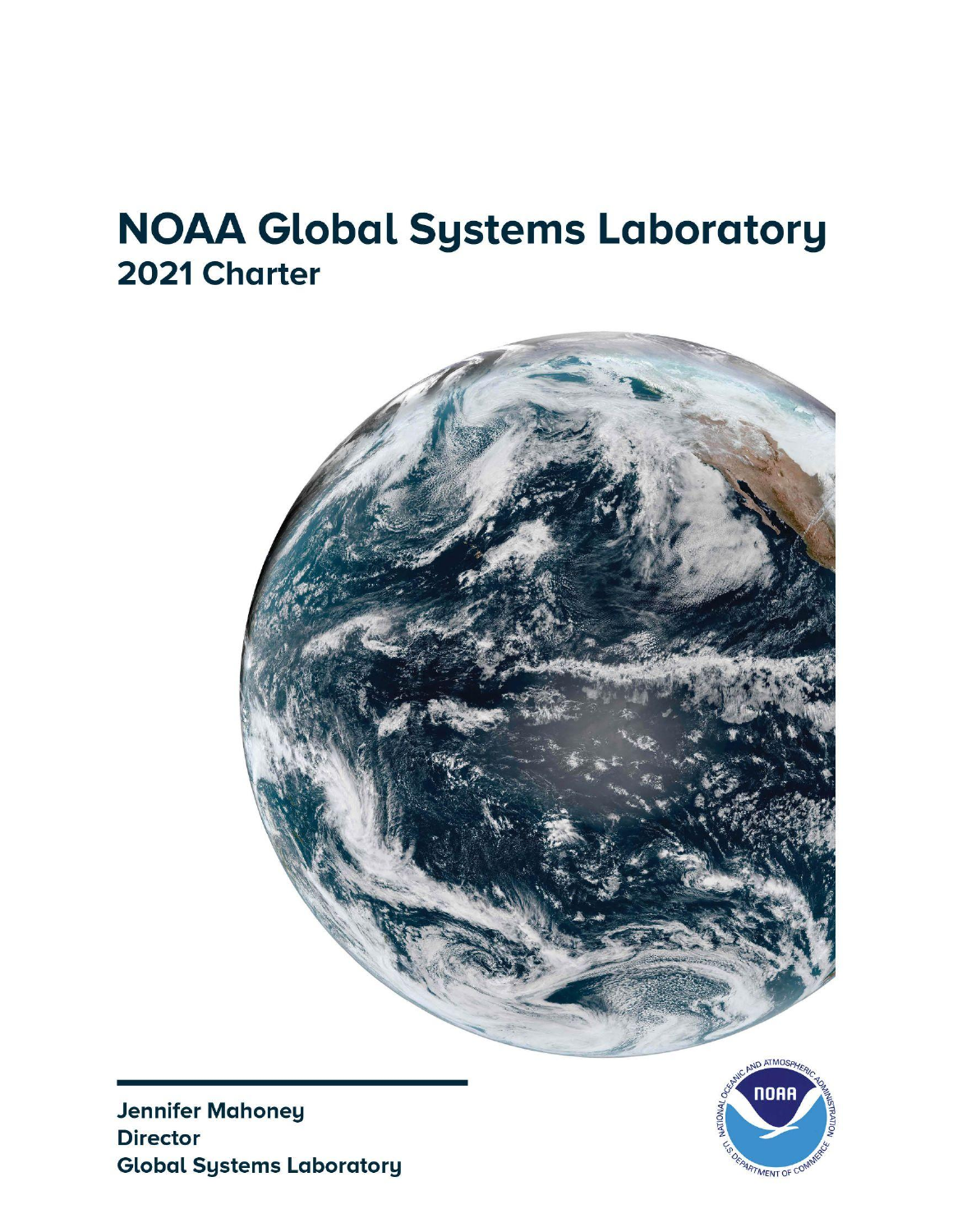# NOAA Global Systems Laboratory

## 2021 Charter

**Jennifer Mahoney**
**Director**
**Global Systems Laboratory**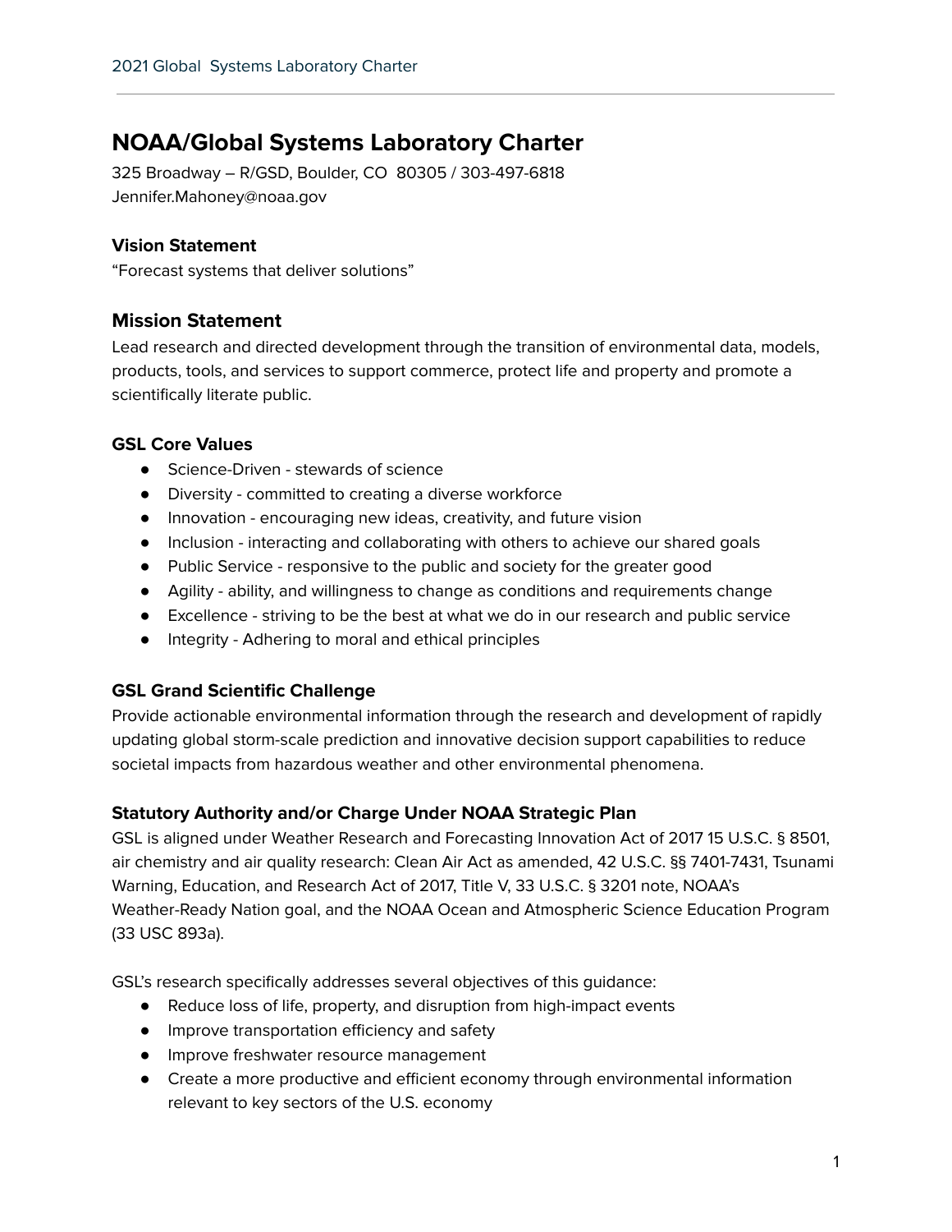# NOAA/Global Systems Laboratory Charter

325 Broadway – R/GSD, Boulder, CO  80305 / 303-497-6818
Jennifer.Mahoney@noaa.gov

### Vision Statement

"Forecast systems that deliver solutions"

## Mission Statement

Lead research and directed development through the transition of environmental data, models, products, tools, and services to support commerce, protect life and property and promote a scientifically literate public.

### GSL Core Values

- Science-Driven - stewards of science
- Diversity - committed to creating a diverse workforce
- Innovation - encouraging new ideas, creativity, and future vision
- Inclusion - interacting and collaborating with others to achieve our shared goals
- Public Service - responsive to the public and society for the greater good
- Agility - ability, and willingness to change as conditions and requirements change
- Excellence - striving to be the best at what we do in our research and public service
- Integrity - Adhering to moral and ethical principles

### GSL Grand Scientific Challenge

Provide actionable environmental information through the research and development of rapidly updating global storm-scale prediction and innovative decision support capabilities to reduce societal impacts from hazardous weather and other environmental phenomena.

### Statutory Authority and/or Charge Under NOAA Strategic Plan

GSL is aligned under Weather Research and Forecasting Innovation Act of 2017 15 U.S.C. § 8501, air chemistry and air quality research: Clean Air Act as amended, 42 U.S.C. §§ 7401-7431, Tsunami Warning, Education, and Research Act of 2017, Title V, 33 U.S.C. § 3201 note, NOAA's Weather-Ready Nation goal, and the NOAA Ocean and Atmospheric Science Education Program (33 USC 893a).

GSL's research specifically addresses several objectives of this guidance:

- Reduce loss of life, property, and disruption from high-impact events
- Improve transportation efficiency and safety
- Improve freshwater resource management
- Create a more productive and efficient economy through environmental information relevant to key sectors of the U.S. economy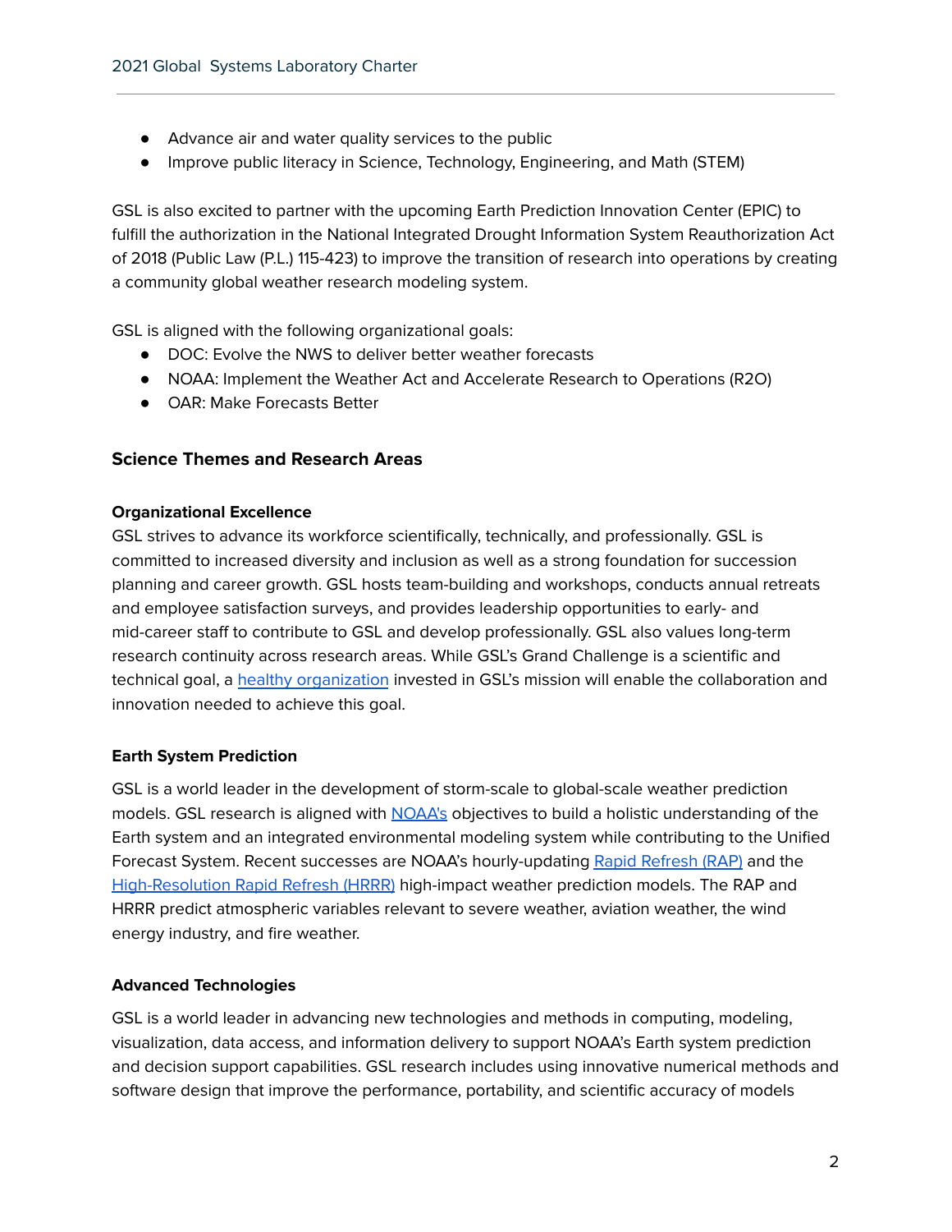- Advance air and water quality services to the public
- Improve public literacy in Science, Technology, Engineering, and Math (STEM)

GSL is also excited to partner with the upcoming Earth Prediction Innovation Center (EPIC) to fulfill the authorization in the National Integrated Drought Information System Reauthorization Act of 2018 (Public Law (P.L.) 115-423) to improve the transition of research into operations by creating a community global weather research modeling system.

GSL is aligned with the following organizational goals:

- DOC: Evolve the NWS to deliver better weather forecasts
- NOAA: Implement the Weather Act and Accelerate Research to Operations (R2O)
- OAR: Make Forecasts Better

### Science Themes and Research Areas

#### Organizational Excellence

GSL strives to advance its workforce scientifically, technically, and professionally. GSL is committed to increased diversity and inclusion as well as a strong foundation for succession planning and career growth. GSL hosts team-building and workshops, conducts annual retreats and employee satisfaction surveys, and provides leadership opportunities to early- and mid-career staff to contribute to GSL and develop professionally. GSL also values long-term research continuity across research areas. While GSL's Grand Challenge is a scientific and technical goal, a healthy organization invested in GSL's mission will enable the collaboration and innovation needed to achieve this goal.

#### Earth System Prediction

GSL is a world leader in the development of storm-scale to global-scale weather prediction models. GSL research is aligned with NOAA's objectives to build a holistic understanding of the Earth system and an integrated environmental modeling system while contributing to the Unified Forecast System. Recent successes are NOAA's hourly-updating Rapid Refresh (RAP) and the High-Resolution Rapid Refresh (HRRR) high-impact weather prediction models. The RAP and HRRR predict atmospheric variables relevant to severe weather, aviation weather, the wind energy industry, and fire weather.

#### Advanced Technologies

GSL is a world leader in advancing new technologies and methods in computing, modeling, visualization, data access, and information delivery to support NOAA's Earth system prediction and decision support capabilities. GSL research includes using innovative numerical methods and software design that improve the performance, portability, and scientific accuracy of models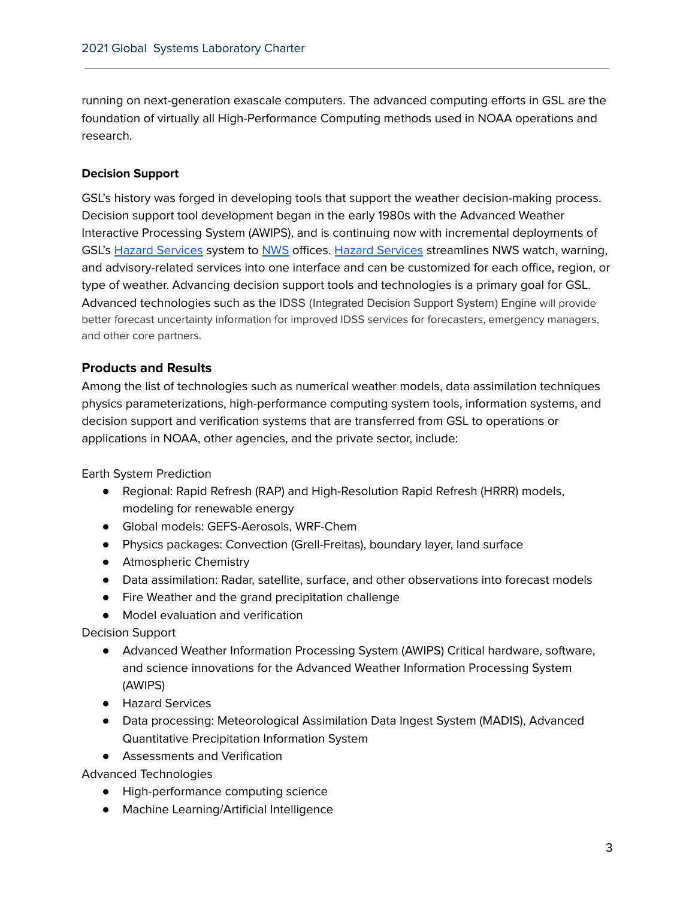running on next-generation exascale computers. The advanced computing efforts in GSL are the foundation of virtually all High-Performance Computing methods used in NOAA operations and research.

**Decision Support**

GSL's history was forged in developing tools that support the weather decision-making process. Decision support tool development began in the early 1980s with the Advanced Weather Interactive Processing System (AWIPS), and is continuing now with incremental deployments of GSL's [Hazard Services](#) system to [NWS](#) offices. [Hazard Services](#) streamlines NWS watch, warning, and advisory-related services into one interface and can be customized for each office, region, or type of weather. Advancing decision support tools and technologies is a primary goal for GSL. Advanced technologies such as the IDSS (Integrated Decision Support System) Engine will provide better forecast uncertainty information for improved IDSS services for forecasters, emergency managers, and other core partners.

### Products and Results

Among the list of technologies such as numerical weather models, data assimilation techniques physics parameterizations, high-performance computing system tools, information systems, and decision support and verification systems that are transferred from GSL to operations or applications in NOAA, other agencies, and the private sector, include:

Earth System Prediction

- Regional: Rapid Refresh (RAP) and High-Resolution Rapid Refresh (HRRR) models, modeling for renewable energy
- Global models: GEFS-Aerosols, WRF-Chem
- Physics packages: Convection (Grell-Freitas), boundary layer, land surface
- Atmospheric Chemistry
- Data assimilation: Radar, satellite, surface, and other observations into forecast models
- Fire Weather and the grand precipitation challenge
- Model evaluation and verification

Decision Support

- Advanced Weather Information Processing System (AWIPS) Critical hardware, software, and science innovations for the Advanced Weather Information Processing System (AWIPS)
- Hazard Services
- Data processing: Meteorological Assimilation Data Ingest System (MADIS), Advanced Quantitative Precipitation Information System
- Assessments and Verification

Advanced Technologies

- High-performance computing science
- Machine Learning/Artificial Intelligence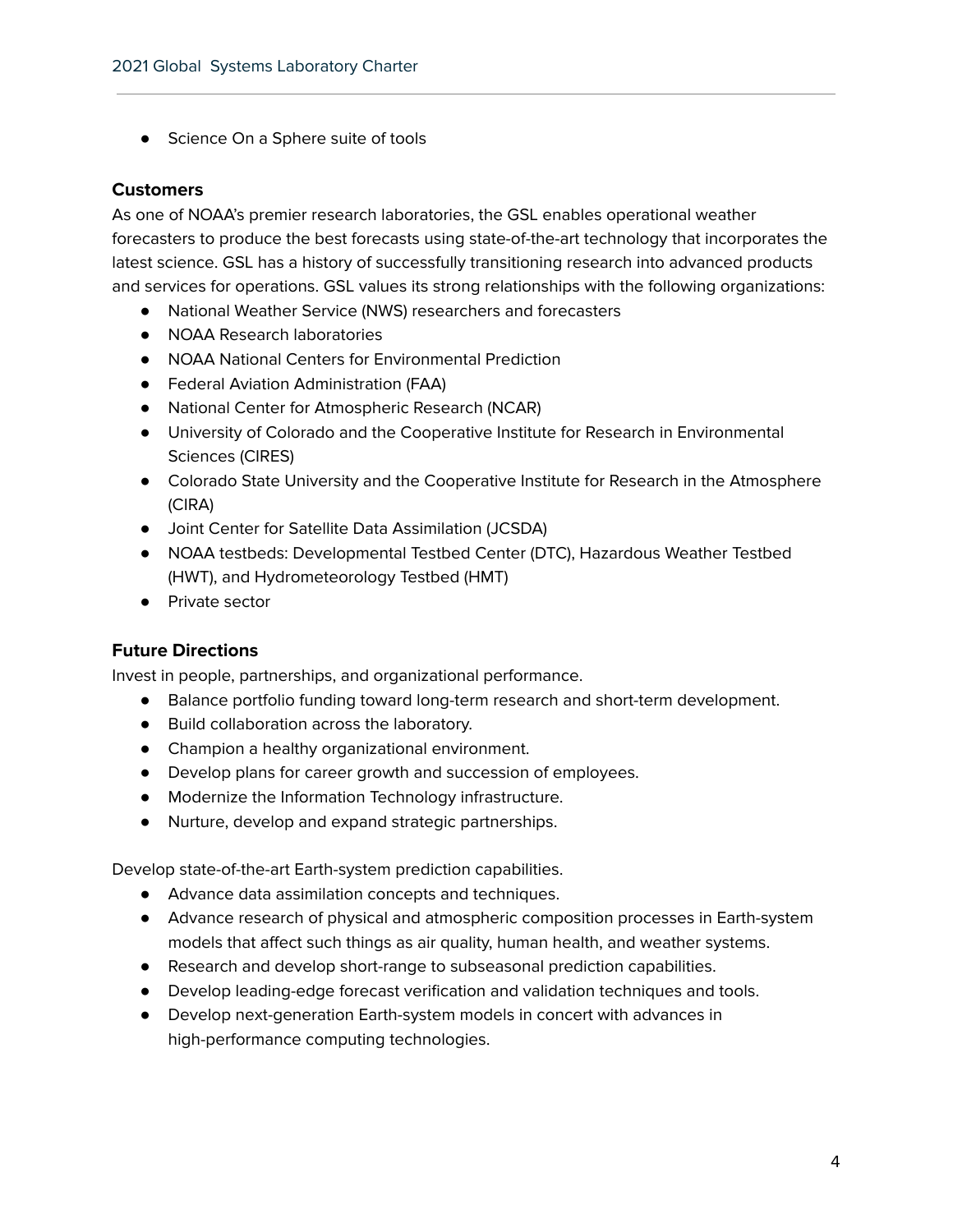- Science On a Sphere suite of tools

### Customers

As one of NOAA's premier research laboratories, the GSL enables operational weather forecasters to produce the best forecasts using state-of-the-art technology that incorporates the latest science. GSL has a history of successfully transitioning research into advanced products and services for operations. GSL values its strong relationships with the following organizations:

- National Weather Service (NWS) researchers and forecasters
- NOAA Research laboratories
- NOAA National Centers for Environmental Prediction
- Federal Aviation Administration (FAA)
- National Center for Atmospheric Research (NCAR)
- University of Colorado and the Cooperative Institute for Research in Environmental Sciences (CIRES)
- Colorado State University and the Cooperative Institute for Research in the Atmosphere (CIRA)
- Joint Center for Satellite Data Assimilation (JCSDA)
- NOAA testbeds: Developmental Testbed Center (DTC), Hazardous Weather Testbed (HWT), and Hydrometeorology Testbed (HMT)
- Private sector

### Future Directions

Invest in people, partnerships, and organizational performance.

- Balance portfolio funding toward long-term research and short-term development.
- Build collaboration across the laboratory.
- Champion a healthy organizational environment.
- Develop plans for career growth and succession of employees.
- Modernize the Information Technology infrastructure.
- Nurture, develop and expand strategic partnerships.

Develop state-of-the-art Earth-system prediction capabilities.

- Advance data assimilation concepts and techniques.
- Advance research of physical and atmospheric composition processes in Earth-system models that affect such things as air quality, human health, and weather systems.
- Research and develop short-range to subseasonal prediction capabilities.
- Develop leading-edge forecast verification and validation techniques and tools.
- Develop next-generation Earth-system models in concert with advances in high-performance computing technologies.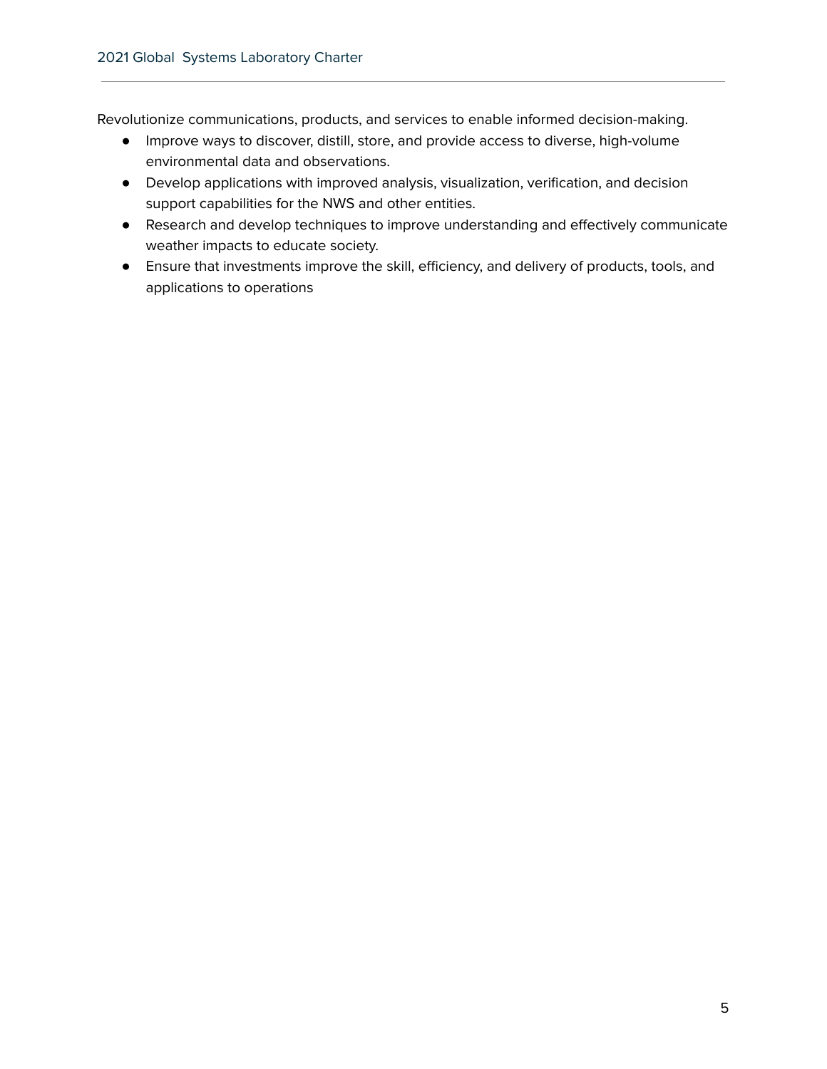Revolutionize communications, products, and services to enable informed decision-making.

- Improve ways to discover, distill, store, and provide access to diverse, high-volume environmental data and observations.
- Develop applications with improved analysis, visualization, verification, and decision support capabilities for the NWS and other entities.
- Research and develop techniques to improve understanding and effectively communicate weather impacts to educate society.
- Ensure that investments improve the skill, efficiency, and delivery of products, tools, and applications to operations